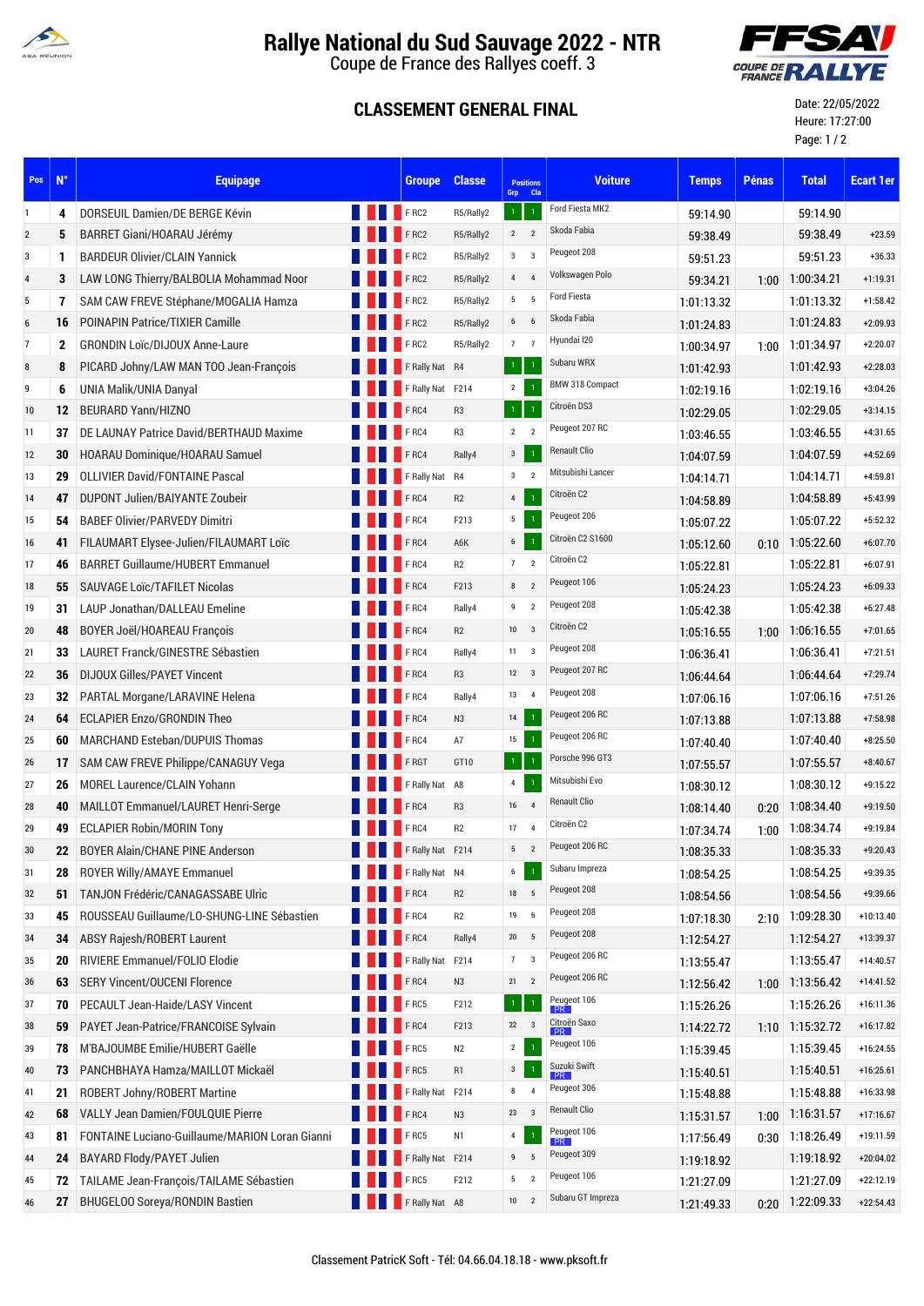# Rallye National du Sud Sauvage 2022 - NTR

Coupe de France des Rallyes coeff. 3

## CLASSEMENT GENERAL FINAL

Date: 22/05/2022
Heure: 17:27:00

| Pos | N° | Equipage | Groupe | Classe | Positions Grp | Positions Cla | Voiture | Temps | Pénas | Total | Ecart 1er |
|---|---|---|---|---|---|---|---|---|---|---|---|
| 1 | 4 | DORSEUIL Damien/DE BERGE Kévin | F RC2 | R5/Rally2 | 1 | 1 | Ford Fiesta MK2 | 59:14.90 | | 59:14.90 | |
| 2 | 5 | BARRET Giani/HOARAU Jérémy | F RC2 | R5/Rally2 | 2 | 2 | Skoda Fabia | 59:38.49 | | 59:38.49 | +23.59 |
| 3 | 1 | BARDEUR Dorian/CLAIN Yannick | F RC2 | R5/Rally2 | 3 | 3 | Peugeot 208 | 59:51.23 | | 59:51.23 | +36.33 |
| 4 | 3 | LAW LONG Thierry/BALBOLIA Mohammad Noor | F RC2 | R5/Rally2 | 4 | 4 | Volkswagen Polo | 59:34.21 | 1:00 | 1:00:34.21 | +1:19.31 |
| 5 | 7 | SAM CAW FREVE Stéphane/MOGALIA Hamza | F RC2 | R5/Rally2 | 5 | 5 | Ford Fiesta | 1:01:13.32 | | 1:01:13.32 | +1:58.42 |
| 6 | 16 | POINAPIN Patrice/TIXIER Camille | F RC2 | R5/Rally2 | 6 | 6 | Skoda Fabia | 1:01:24.83 | | 1:01:24.83 | +2:09.93 |
| 7 | 2 | GRONDIN Loïc/DIJOUX Anne-Laure | F RC2 | R5/Rally2 | 7 | 7 | Hyundai I20 | 1:00:34.97 | 1:00 | 1:01:34.97 | +2:20.07 |
| 8 | 8 | PICARD Johny/LAW MAN TOO Jean-François | F Rally Nat | R4 | 1 | 1 | Subaru WRX | 1:01:42.93 | | 1:01:42.93 | +2:28.03 |
| 9 | 6 | UNIA Malik/UNIA Danyal | F Rally Nat | F214 | 2 | 1 | BMW 318 Compact | 1:02:19.16 | | 1:02:19.16 | +3:04.26 |
| 10 | 12 | BEURARD Yann/HIZNO | F RC4 | R3 | 1 | 1 | Citroën DS3 | 1:02:29.05 | | 1:02:29.05 | +3:14.15 |
| 11 | 37 | DE LAUNAY Patrice David/BERTHAUD Maxime | F RC4 | R3 | 2 | 2 | Peugeot 207 RC | 1:03:46.55 | | 1:03:46.55 | +4:31.65 |
| 12 | 30 | HOARAU Dominique/HOARAU Samuel | F RC4 | Rally4 | 3 | 1 | Renault Clio | 1:04:07.59 | | 1:04:07.59 | +4:52.69 |
| 13 | 29 | OLLIVIER David/FONTAINE Pascal | F Rally Nat | R4 | 3 | 2 | Mitsubishi Lancer | 1:04:14.71 | | 1:04:14.71 | +4:59.81 |
| 14 | 47 | DUPONT Julien/BAIYANTE Zoubeir | F RC4 | R2 | 4 | 1 | Citroën C2 | 1:04:58.89 | | 1:04:58.89 | +5:43.99 |
| 15 | 54 | BABEF Olivier/PARVEDY Dimitri | F RC4 | F213 | 5 | 1 | Peugeot 206 | 1:05:07.22 | | 1:05:07.22 | +5:52.32 |
| 16 | 41 | FILAUMART Elysee-Julien/FILAUMART Loïc | F RC4 | A6K | 6 | 1 | Citroën C2 S1600 | 1:05:12.60 | 0:10 | 1:05:22.60 | +6:07.70 |
| 17 | 46 | BARRET Guillaume/HUBERT Emmanuel | F RC4 | R2 | 7 | 2 | Citroën C2 | 1:05:22.81 | | 1:05:22.81 | +6:07.91 |
| 18 | 55 | SAUVAGE Loïc/TAFILET Nicolas | F RC4 | F213 | 8 | 2 | Peugeot 106 | 1:05:24.23 | | 1:05:24.23 | +6:09.33 |
| 19 | 31 | LAUP Jonathan/DALLEAU Emeline | F RC4 | Rally4 | 9 | 2 | Peugeot 208 | 1:05:42.38 | | 1:05:42.38 | +6:27.48 |
| 20 | 48 | BOYER Joël/HOAREAU François | F RC4 | R2 | 10 | 3 | Citroën C2 | 1:05:16.55 | 1:00 | 1:06:16.55 | +7:01.65 |
| 21 | 33 | LAURET Franck/GINESTRE Sébastien | F RC4 | Rally4 | 11 | 3 | Peugeot 208 | 1:06:36.41 | | 1:06:36.41 | +7:21.51 |
| 22 | 36 | DIJOUX Gilles/PAYET Vincent | F RC4 | R3 | 12 | 3 | Peugeot 207 RC | 1:06:44.64 | | 1:06:44.64 | +7:29.74 |
| 23 | 32 | PARTAL Morgane/LARAVINE Helena | F RC4 | Rally4 | 13 | 4 | Peugeot 208 | 1:07:06.16 | | 1:07:06.16 | +7:51.26 |
| 24 | 64 | ECLAPIER Enzo/GRONDIN Theo | F RC4 | N3 | 14 | 1 | Peugeot 206 RC | 1:07:13.88 | | 1:07:13.88 | +7:58.98 |
| 25 | 60 | MARCHAND Esteban/DUPUIS Thomas | F RC4 | A7 | 15 | 1 | Peugeot 206 RC | 1:07:40.40 | | 1:07:40.40 | +8:25.50 |
| 26 | 17 | SAM CAW FREVE Philippe/CANAGUY Vega | F RGT | GT10 | 1 | 1 | Porsche 996 GT3 | 1:07:55.57 | | 1:07:55.57 | +8:40.67 |
| 27 | 26 | MOREL Laurence/CLAIN Yohann | F Rally Nat | A8 | 4 | 1 | Mitsubishi Evo | 1:08:30.12 | | 1:08:30.12 | +9:15.22 |
| 28 | 40 | MAILLOT Emmanuel/LAURET Henri-Serge | F RC4 | R3 | 16 | 4 | Renault Clio | 1:08:14.40 | 0:20 | 1:08:34.40 | +9:19.50 |
| 29 | 49 | ECLAPIER Robin/MORIN Tony | F RC4 | R2 | 17 | 4 | Citroën C2 | 1:07:34.74 | 1:00 | 1:08:34.74 | +9:19.84 |
| 30 | 22 | BOYER Alain/CHANE PINE Anderson | F Rally Nat | F214 | 5 | 2 | Peugeot 206 RC | 1:08:35.33 | | 1:08:35.33 | +9:20.43 |
| 31 | 28 | ROYER Willy/AMAYE Emmanuel | F Rally Nat | N4 | 6 | 1 | Subaru Impreza | 1:08:54.25 | | 1:08:54.25 | +9:39.35 |
| 32 | 51 | TANJON Frédéric/CANAGASSABE Ulric | F RC4 | R2 | 18 | 5 | Peugeot 208 | 1:08:54.56 | | 1:08:54.56 | +9:39.66 |
| 33 | 45 | ROUSSEAU Guillaume/LO-SHUNG-LINE Sébastien | F RC4 | R2 | 19 | 6 | Peugeot 208 | 1:07:18.30 | 2:10 | 1:09:28.30 | +10:13.40 |
| 34 | 34 | ABSY Rajesh/ROBERT Laurent | F RC4 | Rally4 | 20 | 5 | Peugeot 208 | 1:12:54.27 | | 1:12:54.27 | +13:39.37 |
| 35 | 20 | RIVIERE Emmanuel/FOLIO Elodie | F Rally Nat | F214 | 7 | 3 | Peugeot 206 RC | 1:13:55.47 | | 1:13:55.47 | +14:40.57 |
| 36 | 63 | SERY Vincent/OUCENI Florence | F RC4 | N3 | 21 | 2 | Peugeot 206 RC | 1:12:56.42 | 1:00 | 1:13:56.42 | +14:41.52 |
| 37 | 70 | PECAULT Jean-Haide/LASY Vincent | F RC5 | F212 | 1 | 1 | Peugeot 106 PR | 1:15:26.26 | | 1:15:26.26 | +16:11.36 |
| 38 | 59 | PAYET Jean-Patrice/FRANCOISE Sylvain | F RC4 | F213 | 22 | 3 | Citroën Saxo PR | 1:14:22.72 | 1:10 | 1:15:32.72 | +16:17.82 |
| 39 | 78 | M'BAJOUMBE Emilie/HUBERT Gaëlle | F RC5 | N2 | 2 | 1 | Peugeot 106 | 1:15:39.45 | | 1:15:39.45 | +16:24.55 |
| 40 | 73 | PANCHBHAYA Hamza/MAILLOT Mickaël | F RC5 | R1 | 3 | 1 | Suzuki Swift PR | 1:15:40.51 | | 1:15:40.51 | +16:25.61 |
| 41 | 21 | ROBERT Johny/ROBERT Martine | F Rally Nat | F214 | 8 | 4 | Peugeot 306 | 1:15:48.88 | | 1:15:48.88 | +16:33.98 |
| 42 | 68 | VALLY Jean Damien/FOULQUIE Pierre | F RC4 | N3 | 23 | 3 | Renault Clio | 1:15:31.57 | 1:00 | 1:16:31.57 | +17:16.67 |
| 43 | 81 | FONTAINE Luciano-Guillaume/MARION Loran Gianni | F RC5 | N1 | 4 | 1 | Peugeot 106 PR | 1:17:56.49 | 0:30 | 1:18:26.49 | +19:11.59 |
| 44 | 24 | BAYARD Flody/PAYET Julien | F Rally Nat | F214 | 9 | 5 | Peugeot 309 | 1:19:18.92 | | 1:19:18.92 | +20:04.02 |
| 45 | 72 | TAILAME Jean-François/TAILAME Sébastien | F RC5 | F212 | 5 | 2 | Peugeot 106 | 1:21:27.09 | | 1:21:27.09 | +22:12.19 |
| 46 | 27 | BHUGELOO Soreya/RONDIN Bastien | F Rally Nat | A8 | 10 | 2 | Subaru GT Impreza | 1:21:49.33 | 0:20 | 1:22:09.33 | +22:54.43 |

Classement PatricK Soft - Tél: 04.66.04.18.18 - www.pksoft.fr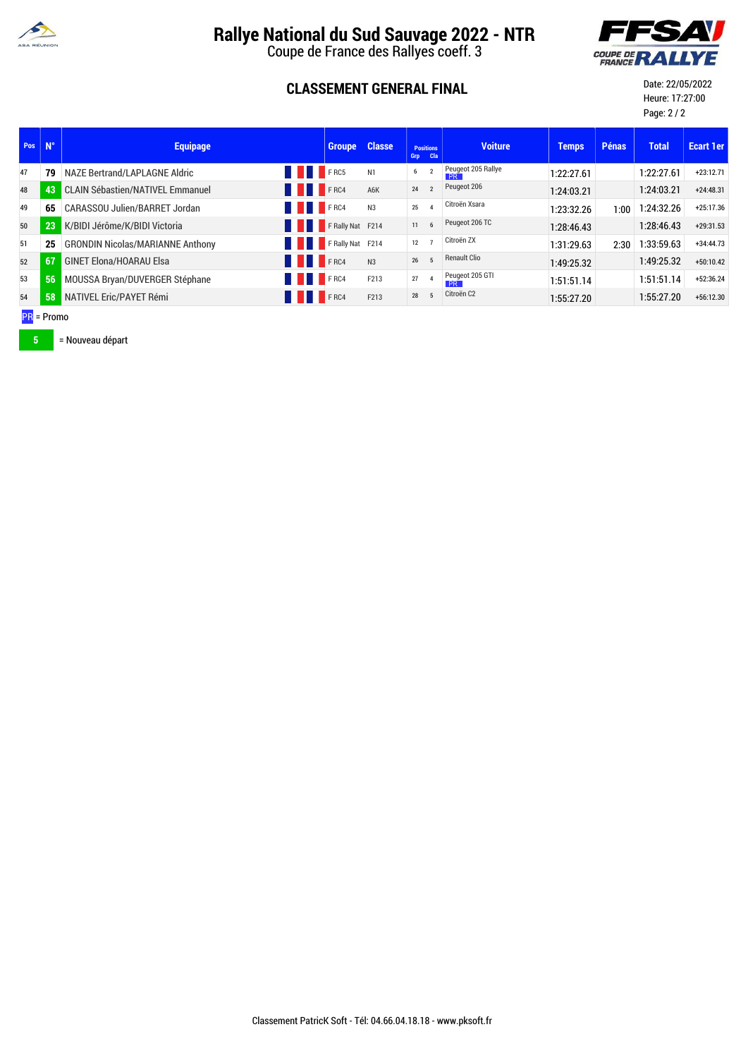# Rallye National du Sud Sauvage 2022 - NTR

Coupe de France des Rallyes coeff. 3

## CLASSEMENT GENERAL FINAL

Date: 22/05/2022
Heure: 17:27:00

| Pos | N° | Equipage | Groupe | Classe | Positions Grp | Positions Cla | Voiture | Temps | Pénas | Total | Ecart 1er |
|---|---|---|---|---|---|---|---|---|---|---|---|
| 47 | 79 | NAZE Bertrand/LAPLAGNE Aldric | F RC5 | N1 | 6 | 2 | Peugeot 205 Rallye PR | 1:22:27.61 | | 1:22:27.61 | +23:12.71 |
| 48 | 43 | CLAIN Sébastien/NATIVEL Emmanuel | F RC4 | A6K | 24 | 2 | Peugeot 206 | 1:24:03.21 | | 1:24:03.21 | +24:48.31 |
| 49 | 65 | CARASSOU Julien/BARRET Jordan | F RC4 | N3 | 25 | 4 | Citroën Xsara | 1:23:32.26 | 1:00 | 1:24:32.26 | +25:17.36 |
| 50 | 23 | K/BIDI Jérôme/K/BIDI Victoria | F Rally Nat | F214 | 11 | 6 | Peugeot 206 TC | 1:28:46.43 | | 1:28:46.43 | +29:31.53 |
| 51 | 25 | GRONDIN Nicolas/MARIANNE Anthony | F Rally Nat | F214 | 12 | 7 | Citroën ZX | 1:31:29.63 | 2:30 | 1:33:59.63 | +34:44.73 |
| 52 | 67 | GINET Elona/HOARAU Elsa | F RC4 | N3 | 26 | 5 | Renault Clio | 1:49:25.32 | | 1:49:25.32 | +50:10.42 |
| 53 | 56 | MOUSSA Bryan/DUVERGER Stéphane | F RC4 | F213 | 27 | 4 | Peugeot 205 GTI PR | 1:51:51.14 | | 1:51:51.14 | +52:36.24 |
| 54 | 58 | NATIVEL Eric/PAYET Rémi | F RC4 | F213 | 28 | 5 | Citroën C2 | 1:55:27.20 | | 1:55:27.20 | +56:12.30 |

PR = Promo

5 = Nouveau départ

Classement PatricK Soft - Tél: 04.66.04.18.18 - www.pksoft.fr